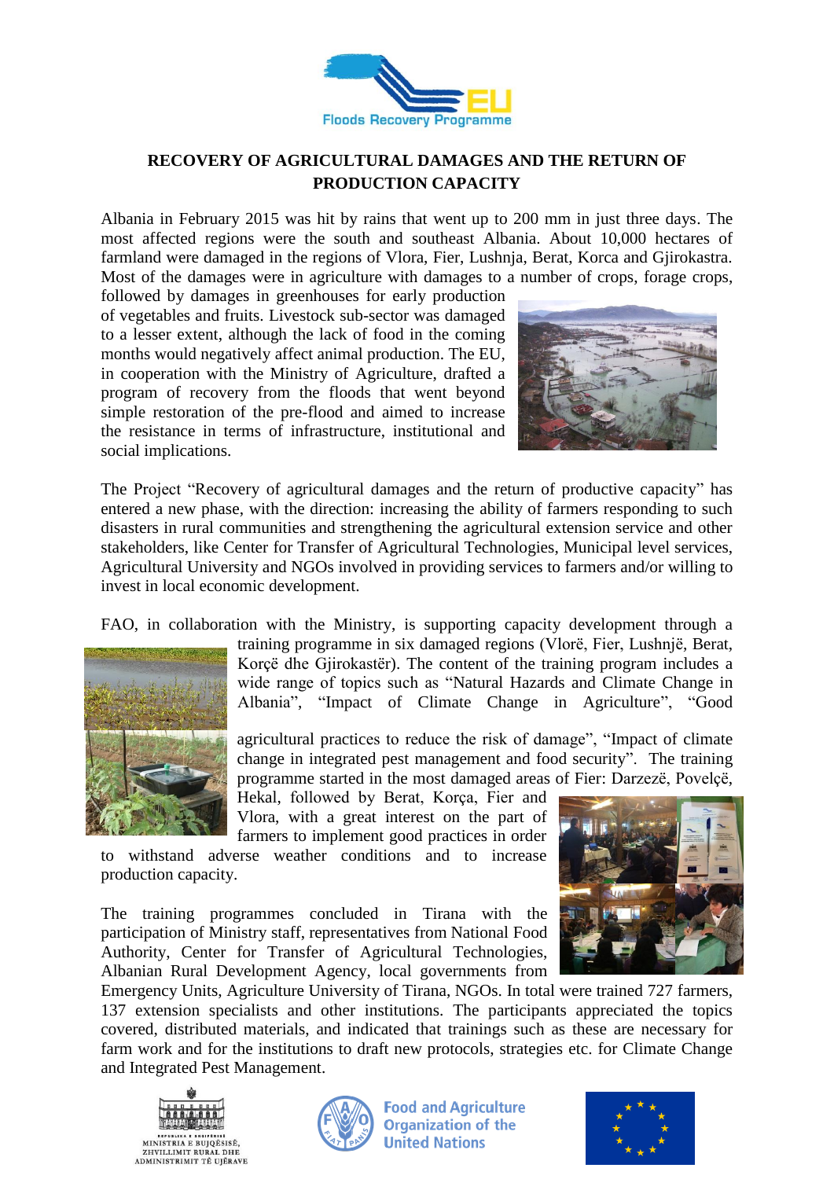# RECOVERY OF AGRICULTURAL DAMAGES AND THE RETURN OF PRODUCTION CAPACITY

Albania in February 2015 was hit by rains that went up to 200 mm in just three days. The most affected regions were the south and southeast Albania. About 10,000 hectares of farmland were damaged in the regions of Vlora, Fier, Lushnja, Berat, Korca and Gjirokastra. Most of the damages were in agriculture with damages to a number of crops, forage crops, followed by damages in greenhouses for early production of vegetables and fruits. Livestock sub-sector was damaged to a lesser extent, although the lack of food in the coming months would negatively affect animal production. The EU, in cooperation with the Ministry of Agriculture, drafted a program of recovery from the floods that went beyond simple restoration of the pre-flood and aimed to increase the resistance in terms of infrastructure, institutional and social implications.

The Project "Recovery of agricultural damages and the return of productive capacity" has entered a new phase, with the direction: increasing the ability of farmers responding to such disasters in rural communities and strengthening the agricultural extension service and other stakeholders, like Center for Transfer of Agricultural Technologies, Municipal level services, Agricultural University and NGOs involved in providing services to farmers and/or willing to invest in local economic development.

FAO, in collaboration with the Ministry, is supporting capacity development through a training programme in six damaged regions (Vlorë, Fier, Lushnjë, Berat, Korçë dhe Gjirokastër). The content of the training program includes a wide range of topics such as "Natural Hazards and Climate Change in Albania", "Impact of Climate Change in Agriculture", "Good agricultural practices to reduce the risk of damage", "Impact of climate change in integrated pest management and food security". The training programme started in the most damaged areas of Fier: Darzezë, Povelçë, Hekal, followed by Berat, Korça, Fier and Vlora, with a great interest on the part of farmers to implement good practices in order to withstand adverse weather conditions and to increase production capacity.

The training programmes concluded in Tirana with the participation of Ministry staff, representatives from National Food Authority, Center for Transfer of Agricultural Technologies, Albanian Rural Development Agency, local governments from Emergency Units, Agriculture University of Tirana, NGOs. In total were trained 727 farmers, 137 extension specialists and other institutions. The participants appreciated the topics covered, distributed materials, and indicated that trainings such as these are necessary for farm work and for the institutions to draft new protocols, strategies etc. for Climate Change and Integrated Pest Management.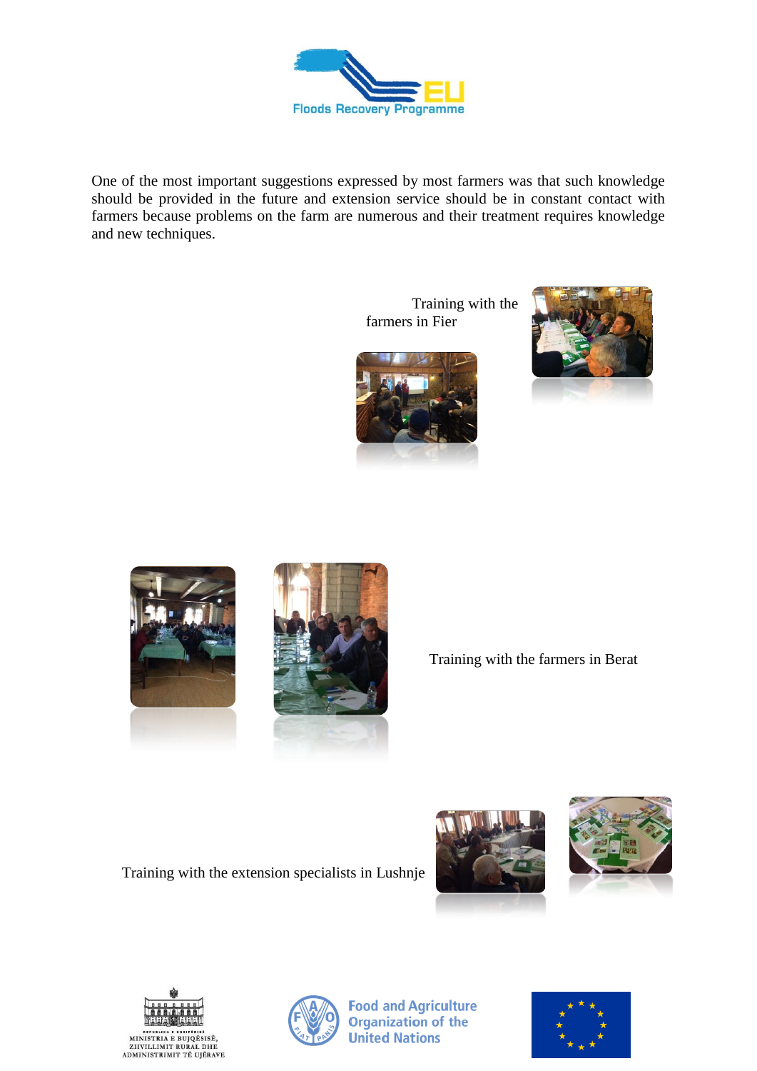One of the most important suggestions expressed by most farmers was that such knowledge should be provided in the future and extension service should be in constant contact with farmers because problems on the farm are numerous and their treatment requires knowledge and new techniques.

Training with the farmers in Fier

Training with the farmers in Berat

Training with the extension specialists in Lushnje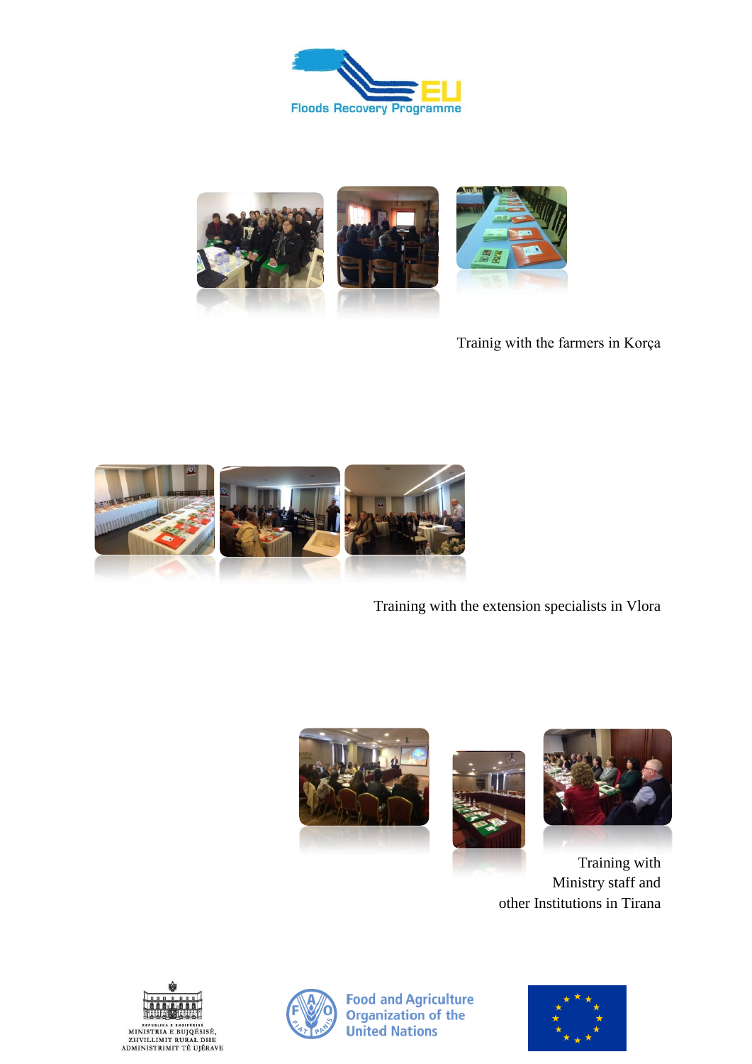Floods Recovery Programme EU

Trainig with the farmers in Korça

Training with the extension specialists in Vlora

Training with Ministry staff and other Institutions in Tirana

REPUBLIKA E SHQIPËRISË
MINISTRIA E BUJQËSISË, ZHVILLIMIT RURAL DHE ADMINISTRIMIT TË UJËRAVE

Food and Agriculture Organization of the United Nations